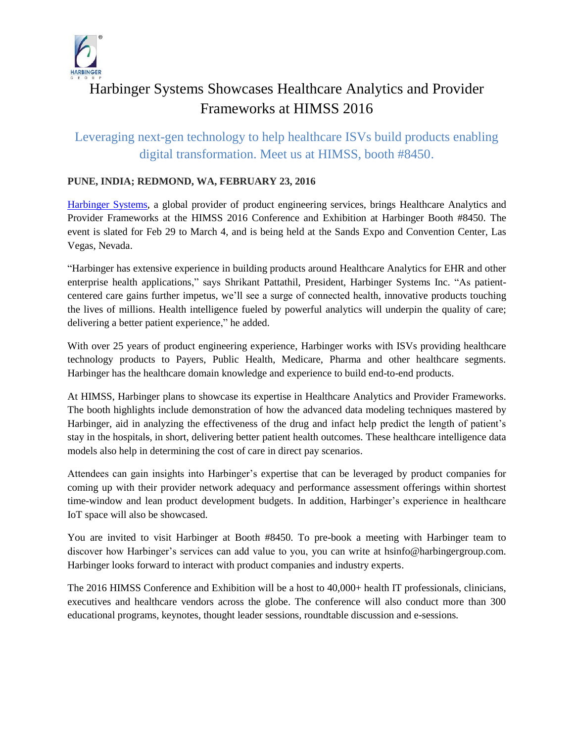# Harbinger Systems Showcases Healthcare Analytics and Provider Frameworks at HIMSS 2016

## Leveraging next-gen technology to help healthcare ISVs build products enabling digital transformation. Meet us at HIMSS, booth #8450.

**PUNE, INDIA; REDMOND, WA, FEBRUARY 23, 2016**

Harbinger Systems, a global provider of product engineering services, brings Healthcare Analytics and Provider Frameworks at the HIMSS 2016 Conference and Exhibition at Harbinger Booth #8450. The event is slated for Feb 29 to March 4, and is being held at the Sands Expo and Convention Center, Las Vegas, Nevada.

"Harbinger has extensive experience in building products around Healthcare Analytics for EHR and other enterprise health applications," says Shrikant Pattathil, President, Harbinger Systems Inc. "As patient-centered care gains further impetus, we'll see a surge of connected health, innovative products touching the lives of millions. Health intelligence fueled by powerful analytics will underpin the quality of care; delivering a better patient experience," he added.

With over 25 years of product engineering experience, Harbinger works with ISVs providing healthcare technology products to Payers, Public Health, Medicare, Pharma and other healthcare segments. Harbinger has the healthcare domain knowledge and experience to build end-to-end products.

At HIMSS, Harbinger plans to showcase its expertise in Healthcare Analytics and Provider Frameworks. The booth highlights include demonstration of how the advanced data modeling techniques mastered by Harbinger, aid in analyzing the effectiveness of the drug and infact help predict the length of patient's stay in the hospitals, in short, delivering better patient health outcomes. These healthcare intelligence data models also help in determining the cost of care in direct pay scenarios.

Attendees can gain insights into Harbinger's expertise that can be leveraged by product companies for coming up with their provider network adequacy and performance assessment offerings within shortest time-window and lean product development budgets. In addition, Harbinger's experience in healthcare IoT space will also be showcased.

You are invited to visit Harbinger at Booth #8450. To pre-book a meeting with Harbinger team to discover how Harbinger's services can add value to you, you can write at hsinfo@harbingergroup.com. Harbinger looks forward to interact with product companies and industry experts.

The 2016 HIMSS Conference and Exhibition will be a host to 40,000+ health IT professionals, clinicians, executives and healthcare vendors across the globe. The conference will also conduct more than 300 educational programs, keynotes, thought leader sessions, roundtable discussion and e-sessions.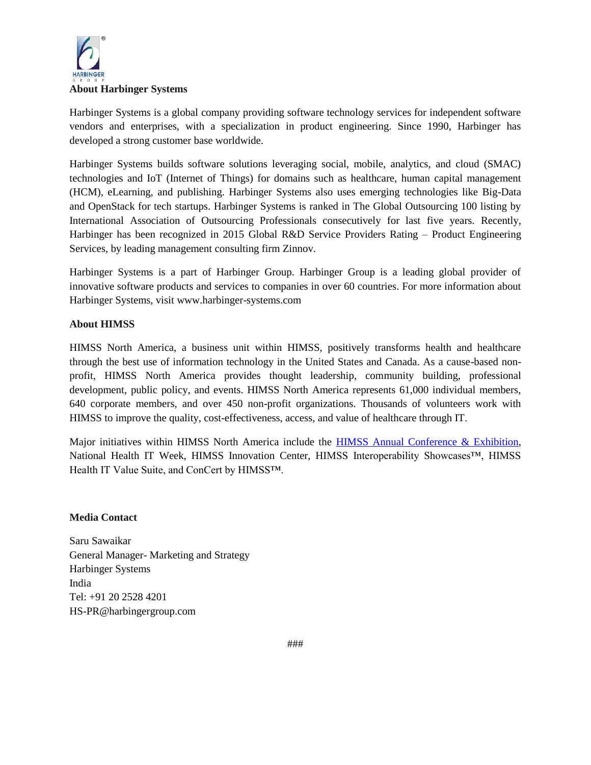**About Harbinger Systems**

Harbinger Systems is a global company providing software technology services for independent software vendors and enterprises, with a specialization in product engineering. Since 1990, Harbinger has developed a strong customer base worldwide.

Harbinger Systems builds software solutions leveraging social, mobile, analytics, and cloud (SMAC) technologies and IoT (Internet of Things) for domains such as healthcare, human capital management (HCM), eLearning, and publishing. Harbinger Systems also uses emerging technologies like Big-Data and OpenStack for tech startups. Harbinger Systems is ranked in The Global Outsourcing 100 listing by International Association of Outsourcing Professionals consecutively for last five years. Recently, Harbinger has been recognized in 2015 Global R&D Service Providers Rating – Product Engineering Services, by leading management consulting firm Zinnov.

Harbinger Systems is a part of Harbinger Group. Harbinger Group is a leading global provider of innovative software products and services to companies in over 60 countries. For more information about Harbinger Systems, visit www.harbinger-systems.com

**About HIMSS**

HIMSS North America, a business unit within HIMSS, positively transforms health and healthcare through the best use of information technology in the United States and Canada. As a cause-based non-profit, HIMSS North America provides thought leadership, community building, professional development, public policy, and events. HIMSS North America represents 61,000 individual members, 640 corporate members, and over 450 non-profit organizations. Thousands of volunteers work with HIMSS to improve the quality, cost-effectiveness, access, and value of healthcare through IT.

Major initiatives within HIMSS North America include the HIMSS Annual Conference & Exhibition, National Health IT Week, HIMSS Innovation Center, HIMSS Interoperability Showcases™, HIMSS Health IT Value Suite, and ConCert by HIMSS™.

**Media Contact**

Saru Sawaikar
General Manager- Marketing and Strategy
Harbinger Systems
India
Tel: +91 20 2528 4201
HS-PR@harbingergroup.com

###